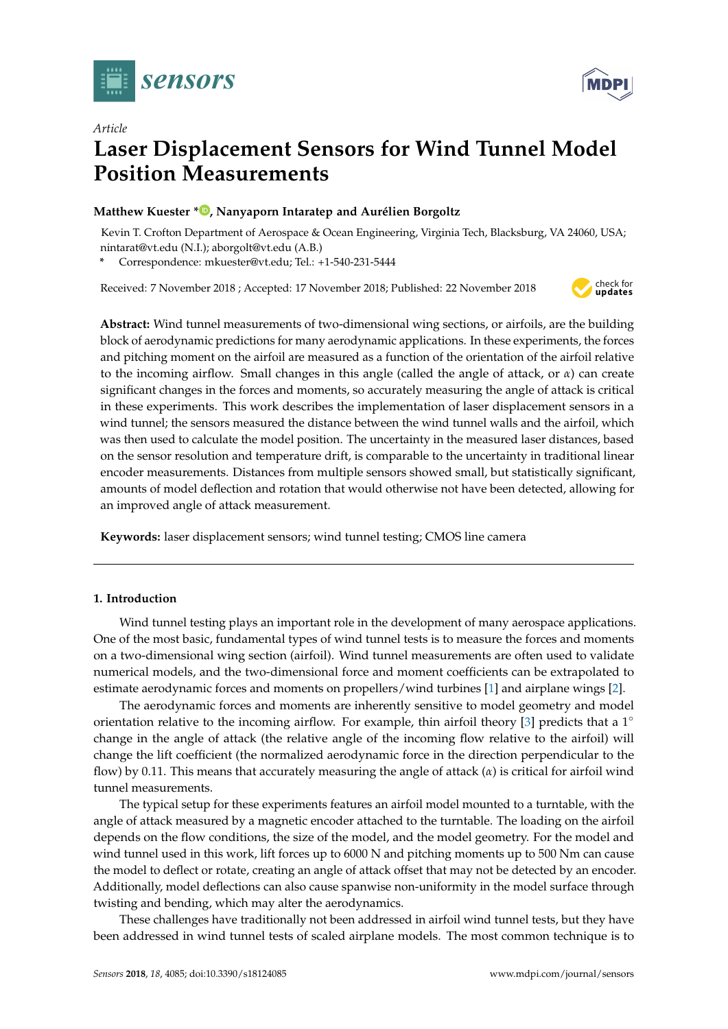Article

# Laser Displacement Sensors for Wind Tunnel Model Position Measurements

**Matthew Kuester \*, Nanyaporn Intaratep and Aurélien Borgoltz**

Kevin T. Crofton Department of Aerospace & Ocean Engineering, Virginia Tech, Blacksburg, VA 24060, USA; nintarat@vt.edu (N.I.); aborgolt@vt.edu (A.B.)

\* Correspondence: mkuester@vt.edu; Tel.: +1-540-231-5444

Received: 7 November 2018 ; Accepted: 17 November 2018; Published: 22 November 2018

**Abstract:** Wind tunnel measurements of two-dimensional wing sections, or airfoils, are the building block of aerodynamic predictions for many aerodynamic applications. In these experiments, the forces and pitching moment on the airfoil are measured as a function of the orientation of the airfoil relative to the incoming airflow. Small changes in this angle (called the angle of attack, or $\alpha$) can create significant changes in the forces and moments, so accurately measuring the angle of attack is critical in these experiments. This work describes the implementation of laser displacement sensors in a wind tunnel; the sensors measured the distance between the wind tunnel walls and the airfoil, which was then used to calculate the model position. The uncertainty in the measured laser distances, based on the sensor resolution and temperature drift, is comparable to the uncertainty in traditional linear encoder measurements. Distances from multiple sensors showed small, but statistically significant, amounts of model deflection and rotation that would otherwise not have been detected, allowing for an improved angle of attack measurement.

**Keywords:** laser displacement sensors; wind tunnel testing; CMOS line camera

## 1. Introduction

Wind tunnel testing plays an important role in the development of many aerospace applications. One of the most basic, fundamental types of wind tunnel tests is to measure the forces and moments on a two-dimensional wing section (airfoil). Wind tunnel measurements are often used to validate numerical models, and the two-dimensional force and moment coefficients can be extrapolated to estimate aerodynamic forces and moments on propellers/wind turbines [1] and airplane wings [2].

The aerodynamic forces and moments are inherently sensitive to model geometry and model orientation relative to the incoming airflow. For example, thin airfoil theory [3] predicts that a $1^\circ$ change in the angle of attack (the relative angle of the incoming flow relative to the airfoil) will change the lift coefficient (the normalized aerodynamic force in the direction perpendicular to the flow) by 0.11. This means that accurately measuring the angle of attack ($\alpha$) is critical for airfoil wind tunnel measurements.

The typical setup for these experiments features an airfoil model mounted to a turntable, with the angle of attack measured by a magnetic encoder attached to the turntable. The loading on the airfoil depends on the flow conditions, the size of the model, and the model geometry. For the model and wind tunnel used in this work, lift forces up to 6000 N and pitching moments up to 500 Nm can cause the model to deflect or rotate, creating an angle of attack offset that may not be detected by an encoder. Additionally, model deflections can also cause spanwise non-uniformity in the model surface through twisting and bending, which may alter the aerodynamics.

These challenges have traditionally not been addressed in airfoil wind tunnel tests, but they have been addressed in wind tunnel tests of scaled airplane models. The most common technique is to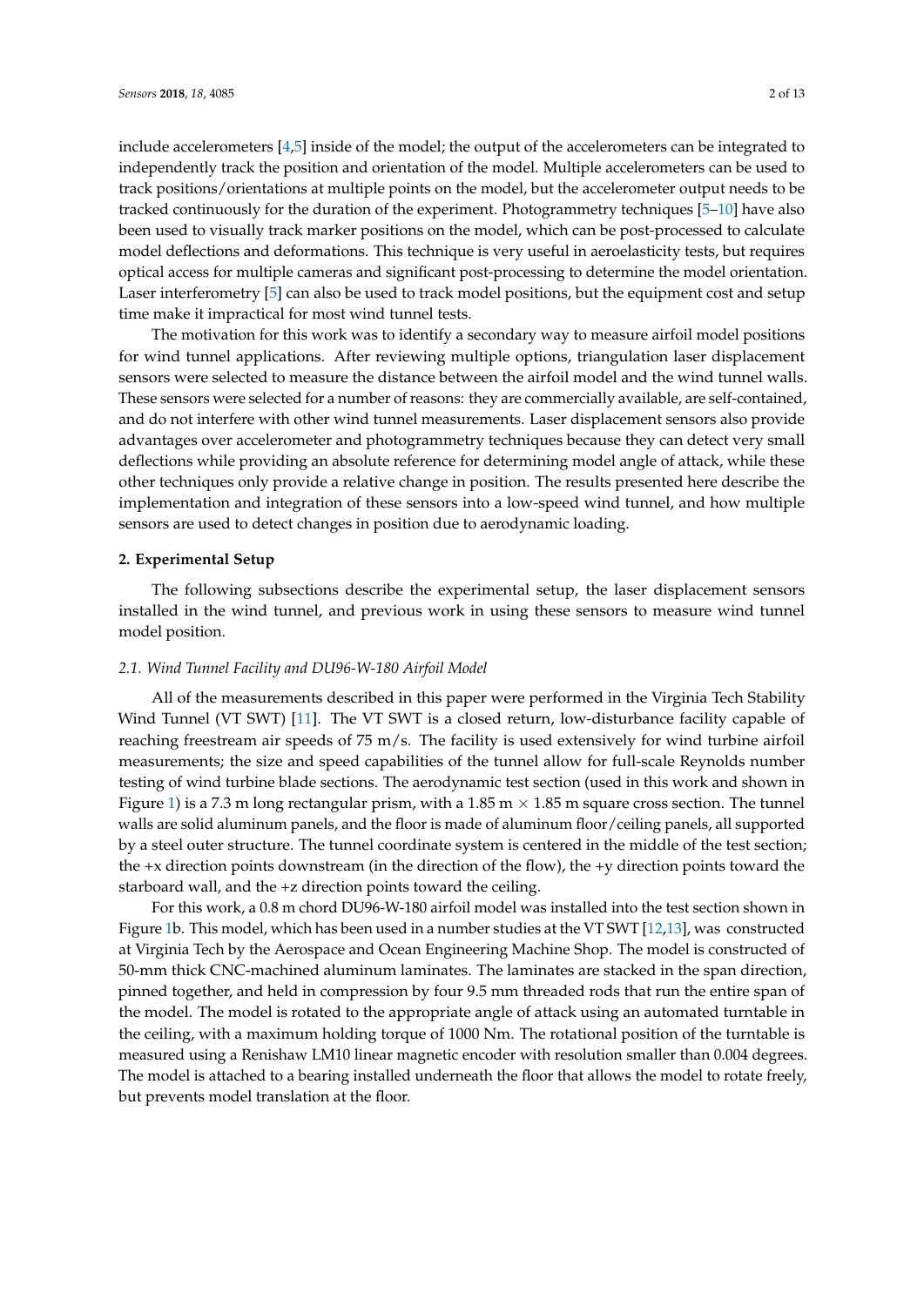include accelerometers [4,5] inside of the model; the output of the accelerometers can be integrated to independently track the position and orientation of the model. Multiple accelerometers can be used to track positions/orientations at multiple points on the model, but the accelerometer output needs to be tracked continuously for the duration of the experiment. Photogrammetry techniques [5–10] have also been used to visually track marker positions on the model, which can be post-processed to calculate model deflections and deformations. This technique is very useful in aeroelasticity tests, but requires optical access for multiple cameras and significant post-processing to determine the model orientation. Laser interferometry [5] can also be used to track model positions, but the equipment cost and setup time make it impractical for most wind tunnel tests.

The motivation for this work was to identify a secondary way to measure airfoil model positions for wind tunnel applications. After reviewing multiple options, triangulation laser displacement sensors were selected to measure the distance between the airfoil model and the wind tunnel walls. These sensors were selected for a number of reasons: they are commercially available, are self-contained, and do not interfere with other wind tunnel measurements. Laser displacement sensors also provide advantages over accelerometer and photogrammetry techniques because they can detect very small deflections while providing an absolute reference for determining model angle of attack, while these other techniques only provide a relative change in position. The results presented here describe the implementation and integration of these sensors into a low-speed wind tunnel, and how multiple sensors are used to detect changes in position due to aerodynamic loading.

## 2. Experimental Setup

The following subsections describe the experimental setup, the laser displacement sensors installed in the wind tunnel, and previous work in using these sensors to measure wind tunnel model position.

### 2.1. Wind Tunnel Facility and DU96-W-180 Airfoil Model

All of the measurements described in this paper were performed in the Virginia Tech Stability Wind Tunnel (VT SWT) [11]. The VT SWT is a closed return, low-disturbance facility capable of reaching freestream air speeds of 75 m/s. The facility is used extensively for wind turbine airfoil measurements; the size and speed capabilities of the tunnel allow for full-scale Reynolds number testing of wind turbine blade sections. The aerodynamic test section (used in this work and shown in Figure 1) is a 7.3 m long rectangular prism, with a 1.85 m × 1.85 m square cross section. The tunnel walls are solid aluminum panels, and the floor is made of aluminum floor/ceiling panels, all supported by a steel outer structure. The tunnel coordinate system is centered in the middle of the test section; the +x direction points downstream (in the direction of the flow), the +y direction points toward the starboard wall, and the +z direction points toward the ceiling.

For this work, a 0.8 m chord DU96-W-180 airfoil model was installed into the test section shown in Figure 1b. This model, which has been used in a number studies at the VT SWT [12,13], was constructed at Virginia Tech by the Aerospace and Ocean Engineering Machine Shop. The model is constructed of 50-mm thick CNC-machined aluminum laminates. The laminates are stacked in the span direction, pinned together, and held in compression by four 9.5 mm threaded rods that run the entire span of the model. The model is rotated to the appropriate angle of attack using an automated turntable in the ceiling, with a maximum holding torque of 1000 Nm. The rotational position of the turntable is measured using a Renishaw LM10 linear magnetic encoder with resolution smaller than 0.004 degrees. The model is attached to a bearing installed underneath the floor that allows the model to rotate freely, but prevents model translation at the floor.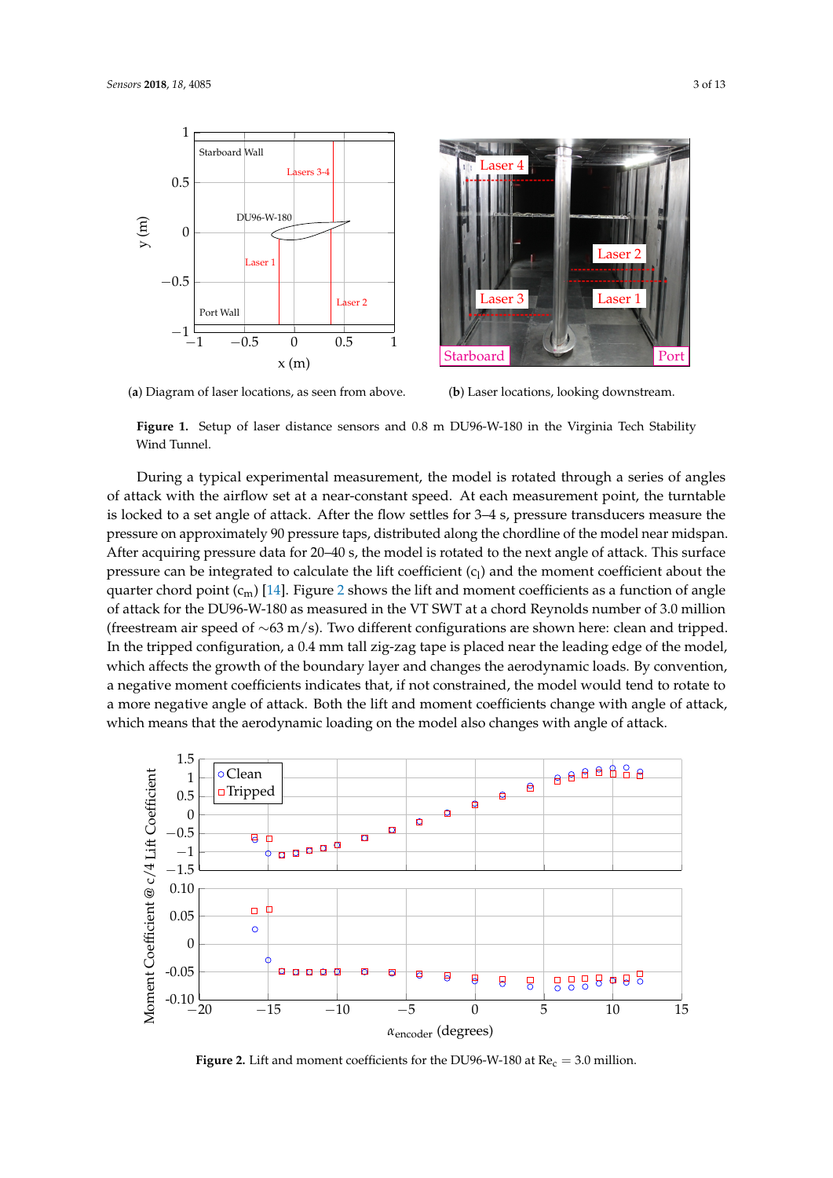(**a**) Diagram of laser locations, as seen from above.

(**b**) Laser locations, looking downstream.

**Figure 1.** Setup of laser distance sensors and 0.8 m DU96-W-180 in the Virginia Tech Stability Wind Tunnel.

During a typical experimental measurement, the model is rotated through a series of angles of attack with the airflow set at a near-constant speed. At each measurement point, the turntable is locked to a set angle of attack. After the flow settles for 3–4 s, pressure transducers measure the pressure on approximately 90 pressure taps, distributed along the chordline of the model near midspan. After acquiring pressure data for 20–40 s, the model is rotated to the next angle of attack. This surface pressure can be integrated to calculate the lift coefficient ($c_l$) and the moment coefficient about the quarter chord point ($c_m$) [14]. Figure 2 shows the lift and moment coefficients as a function of angle of attack for the DU96-W-180 as measured in the VT SWT at a chord Reynolds number of 3.0 million (freestream air speed of $\sim$63 m/s). Two different configurations are shown here: clean and tripped. In the tripped configuration, a 0.4 mm tall zig-zag tape is placed near the leading edge of the model, which affects the growth of the boundary layer and changes the aerodynamic loads. By convention, a negative moment coefficients indicates that, if not constrained, the model would tend to rotate to a more negative angle of attack. Both the lift and moment coefficients change with angle of attack, which means that the aerodynamic loading on the model also changes with angle of attack.

**Figure 2.** Lift and moment coefficients for the DU96-W-180 at $Re_c = 3.0$ million.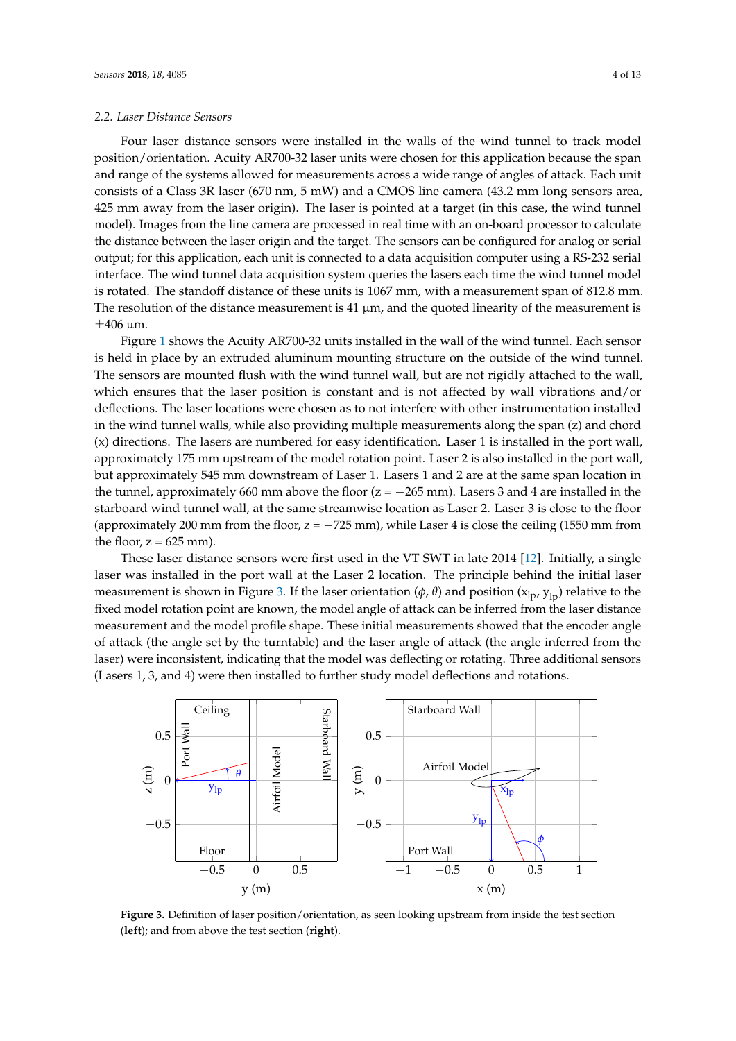### 2.2. Laser Distance Sensors

Four laser distance sensors were installed in the walls of the wind tunnel to track model position/orientation. Acuity AR700-32 laser units were chosen for this application because the span and range of the systems allowed for measurements across a wide range of angles of attack. Each unit consists of a Class 3R laser (670 nm, 5 mW) and a CMOS line camera (43.2 mm long sensors area, 425 mm away from the laser origin). The laser is pointed at a target (in this case, the wind tunnel model). Images from the line camera are processed in real time with an on-board processor to calculate the distance between the laser origin and the target. The sensors can be configured for analog or serial output; for this application, each unit is connected to a data acquisition computer using a RS-232 serial interface. The wind tunnel data acquisition system queries the lasers each time the wind tunnel model is rotated. The standoff distance of these units is 1067 mm, with a measurement span of 812.8 mm. The resolution of the distance measurement is 41 µm, and the quoted linearity of the measurement is ±406 µm.

Figure 1 shows the Acuity AR700-32 units installed in the wall of the wind tunnel. Each sensor is held in place by an extruded aluminum mounting structure on the outside of the wind tunnel. The sensors are mounted flush with the wind tunnel wall, but are not rigidly attached to the wall, which ensures that the laser position is constant and is not affected by wall vibrations and/or deflections. The laser locations were chosen as to not interfere with other instrumentation installed in the wind tunnel walls, while also providing multiple measurements along the span (z) and chord (x) directions. The lasers are numbered for easy identification. Laser 1 is installed in the port wall, approximately 175 mm upstream of the model rotation point. Laser 2 is also installed in the port wall, but approximately 545 mm downstream of Laser 1. Lasers 1 and 2 are at the same span location in the tunnel, approximately 660 mm above the floor (z = −265 mm). Lasers 3 and 4 are installed in the starboard wind tunnel wall, at the same streamwise location as Laser 2. Laser 3 is close to the floor (approximately 200 mm from the floor, z = −725 mm), while Laser 4 is close the ceiling (1550 mm from the floor, z = 625 mm).

These laser distance sensors were first used in the VT SWT in late 2014 [12]. Initially, a single laser was installed in the port wall at the Laser 2 location. The principle behind the initial laser measurement is shown in Figure 3. If the laser orientation ($\phi$, $\theta$) and position ($x_{lp}$, $y_{lp}$) relative to the fixed model rotation point are known, the model angle of attack can be inferred from the laser distance measurement and the model profile shape. These initial measurements showed that the encoder angle of attack (the angle set by the turntable) and the laser angle of attack (the angle inferred from the laser) were inconsistent, indicating that the model was deflecting or rotating. Three additional sensors (Lasers 1, 3, and 4) were then installed to further study model deflections and rotations.

**Figure 3.** Definition of laser position/orientation, as seen looking upstream from inside the test section (**left**); and from above the test section (**right**).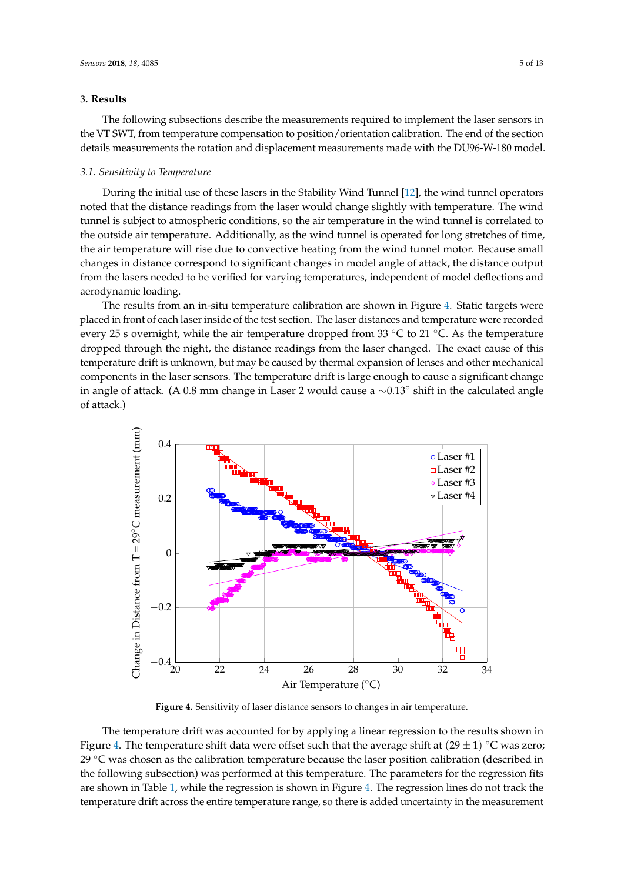## 3. Results

The following subsections describe the measurements required to implement the laser sensors in the VT SWT, from temperature compensation to position/orientation calibration. The end of the section details measurements the rotation and displacement measurements made with the DU96-W-180 model.

### 3.1. Sensitivity to Temperature

During the initial use of these lasers in the Stability Wind Tunnel [12], the wind tunnel operators noted that the distance readings from the laser would change slightly with temperature. The wind tunnel is subject to atmospheric conditions, so the air temperature in the wind tunnel is correlated to the outside air temperature. Additionally, as the wind tunnel is operated for long stretches of time, the air temperature will rise due to convective heating from the wind tunnel motor. Because small changes in distance correspond to significant changes in model angle of attack, the distance output from the lasers needed to be verified for varying temperatures, independent of model deflections and aerodynamic loading.

The results from an in-situ temperature calibration are shown in Figure 4. Static targets were placed in front of each laser inside of the test section. The laser distances and temperature were recorded every 25 s overnight, while the air temperature dropped from 33 °C to 21 °C. As the temperature dropped through the night, the distance readings from the laser changed. The exact cause of this temperature drift is unknown, but may be caused by thermal expansion of lenses and other mechanical components in the laser sensors. The temperature drift is large enough to cause a significant change in angle of attack. (A 0.8 mm change in Laser 2 would cause a ∼0.13° shift in the calculated angle of attack.)

**Figure 4.** Sensitivity of laser distance sensors to changes in air temperature.

The temperature drift was accounted for by applying a linear regression to the results shown in Figure 4. The temperature shift data were offset such that the average shift at $(29 \pm 1)$ °C was zero; 29 °C was chosen as the calibration temperature because the laser position calibration (described in the following subsection) was performed at this temperature. The parameters for the regression fits are shown in Table 1, while the regression is shown in Figure 4. The regression lines do not track the temperature drift across the entire temperature range, so there is added uncertainty in the measurement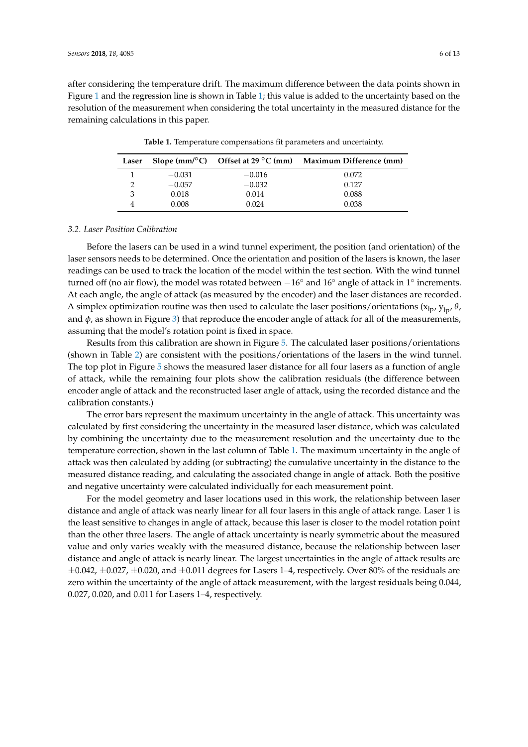after considering the temperature drift. The maximum difference between the data points shown in Figure 1 and the regression line is shown in Table 1; this value is added to the uncertainty based on the resolution of the measurement when considering the total uncertainty in the measured distance for the remaining calculations in this paper.

**Table 1.** Temperature compensations fit parameters and uncertainty.

| Laser | Slope (mm/°C) | Offset at 29 °C (mm) | Maximum Difference (mm) |
|---|---|---|---|
| 1 | −0.031 | −0.016 | 0.072 |
| 2 | −0.057 | −0.032 | 0.127 |
| 3 | 0.018 | 0.014 | 0.088 |
| 4 | 0.008 | 0.024 | 0.038 |

### *3.2. Laser Position Calibration*

Before the lasers can be used in a wind tunnel experiment, the position (and orientation) of the laser sensors needs to be determined. Once the orientation and position of the lasers is known, the laser readings can be used to track the location of the model within the test section. With the wind tunnel turned off (no air flow), the model was rotated between −16° and 16° angle of attack in 1° increments. At each angle, the angle of attack (as measured by the encoder) and the laser distances are recorded. A simplex optimization routine was then used to calculate the laser positions/orientations ($x_{lp}$, $y_{lp}$, $\theta$, and $\phi$, as shown in Figure 3) that reproduce the encoder angle of attack for all of the measurements, assuming that the model's rotation point is fixed in space.

Results from this calibration are shown in Figure 5. The calculated laser positions/orientations (shown in Table 2) are consistent with the positions/orientations of the lasers in the wind tunnel. The top plot in Figure 5 shows the measured laser distance for all four lasers as a function of angle of attack, while the remaining four plots show the calibration residuals (the difference between encoder angle of attack and the reconstructed laser angle of attack, using the recorded distance and the calibration constants.)

The error bars represent the maximum uncertainty in the angle of attack. This uncertainty was calculated by first considering the uncertainty in the measured laser distance, which was calculated by combining the uncertainty due to the measurement resolution and the uncertainty due to the temperature correction, shown in the last column of Table 1. The maximum uncertainty in the angle of attack was then calculated by adding (or subtracting) the cumulative uncertainty in the distance to the measured distance reading, and calculating the associated change in angle of attack. Both the positive and negative uncertainty were calculated individually for each measurement point.

For the model geometry and laser locations used in this work, the relationship between laser distance and angle of attack was nearly linear for all four lasers in this angle of attack range. Laser 1 is the least sensitive to changes in angle of attack, because this laser is closer to the model rotation point than the other three lasers. The angle of attack uncertainty is nearly symmetric about the measured value and only varies weakly with the measured distance, because the relationship between laser distance and angle of attack is nearly linear. The largest uncertainties in the angle of attack results are ±0.042, ±0.027, ±0.020, and ±0.011 degrees for Lasers 1–4, respectively. Over 80% of the residuals are zero within the uncertainty of the angle of attack measurement, with the largest residuals being 0.044, 0.027, 0.020, and 0.011 for Lasers 1–4, respectively.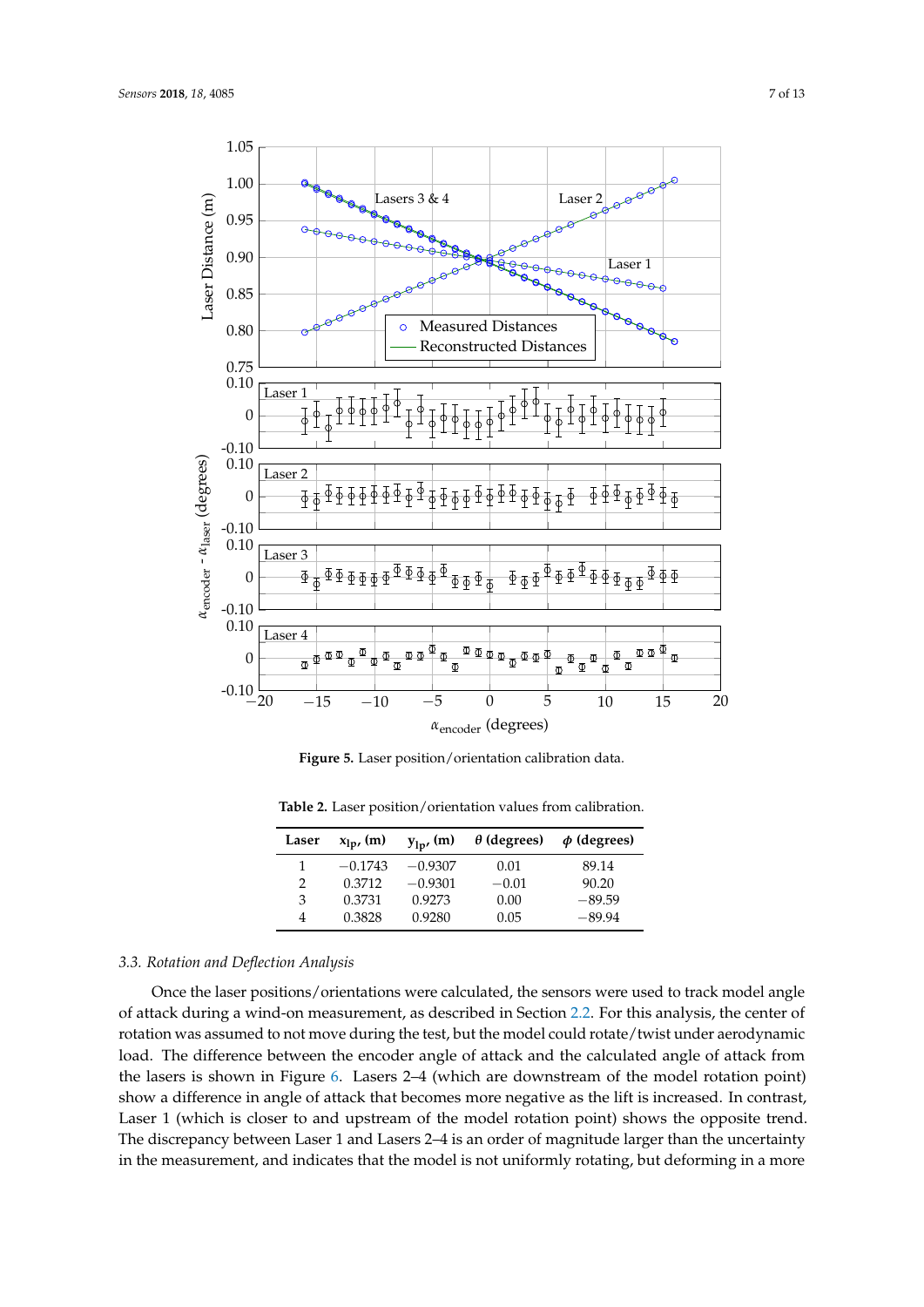**Figure 5.** Laser position/orientation calibration data.

**Table 2.** Laser position/orientation values from calibration.

| Laser | $x_{lp'}$ (m) | $y_{lp'}$ (m) | $\theta$ (degrees) | $\phi$ (degrees) |
|---|---|---|---|---|
| 1 | −0.1743 | −0.9307 | 0.01 | 89.14 |
| 2 | 0.3712 | −0.9301 | −0.01 | 90.20 |
| 3 | 0.3731 | 0.9273 | 0.00 | −89.59 |
| 4 | 0.3828 | 0.9280 | 0.05 | −89.94 |

### 3.3. Rotation and Deflection Analysis

Once the laser positions/orientations were calculated, the sensors were used to track model angle of attack during a wind-on measurement, as described in Section 2.2. For this analysis, the center of rotation was assumed to not move during the test, but the model could rotate/twist under aerodynamic load. The difference between the encoder angle of attack and the calculated angle of attack from the lasers is shown in Figure 6. Lasers 2–4 (which are downstream of the model rotation point) show a difference in angle of attack that becomes more negative as the lift is increased. In contrast, Laser 1 (which is closer to and upstream of the model rotation point) shows the opposite trend. The discrepancy between Laser 1 and Lasers 2–4 is an order of magnitude larger than the uncertainty in the measurement, and indicates that the model is not uniformly rotating, but deforming in a more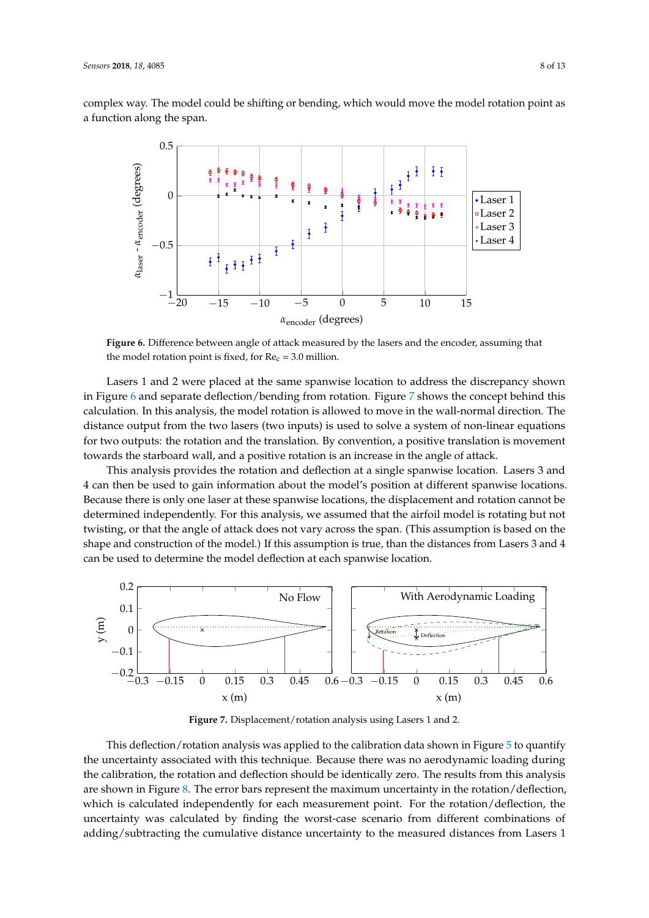complex way. The model could be shifting or bending, which would move the model rotation point as a function along the span.

**Figure 6.** Difference between angle of attack measured by the lasers and the encoder, assuming that the model rotation point is fixed, for $Re_c$ = 3.0 million.

Lasers 1 and 2 were placed at the same spanwise location to address the discrepancy shown in Figure 6 and separate deflection/bending from rotation. Figure 7 shows the concept behind this calculation. In this analysis, the model rotation is allowed to move in the wall-normal direction. The distance output from the two lasers (two inputs) is used to solve a system of non-linear equations for two outputs: the rotation and the translation. By convention, a positive translation is movement towards the starboard wall, and a positive rotation is an increase in the angle of attack.

This analysis provides the rotation and deflection at a single spanwise location. Lasers 3 and 4 can then be used to gain information about the model's position at different spanwise locations. Because there is only one laser at these spanwise locations, the displacement and rotation cannot be determined independently. For this analysis, we assumed that the airfoil model is rotating but not twisting, or that the angle of attack does not vary across the span. (This assumption is based on the shape and construction of the model.) If this assumption is true, than the distances from Lasers 3 and 4 can be used to determine the model deflection at each spanwise location.

**Figure 7.** Displacement/rotation analysis using Lasers 1 and 2.

This deflection/rotation analysis was applied to the calibration data shown in Figure 5 to quantify the uncertainty associated with this technique. Because there was no aerodynamic loading during the calibration, the rotation and deflection should be identically zero. The results from this analysis are shown in Figure 8. The error bars represent the maximum uncertainty in the rotation/deflection, which is calculated independently for each measurement point. For the rotation/deflection, the uncertainty was calculated by finding the worst-case scenario from different combinations of adding/subtracting the cumulative distance uncertainty to the measured distances from Lasers 1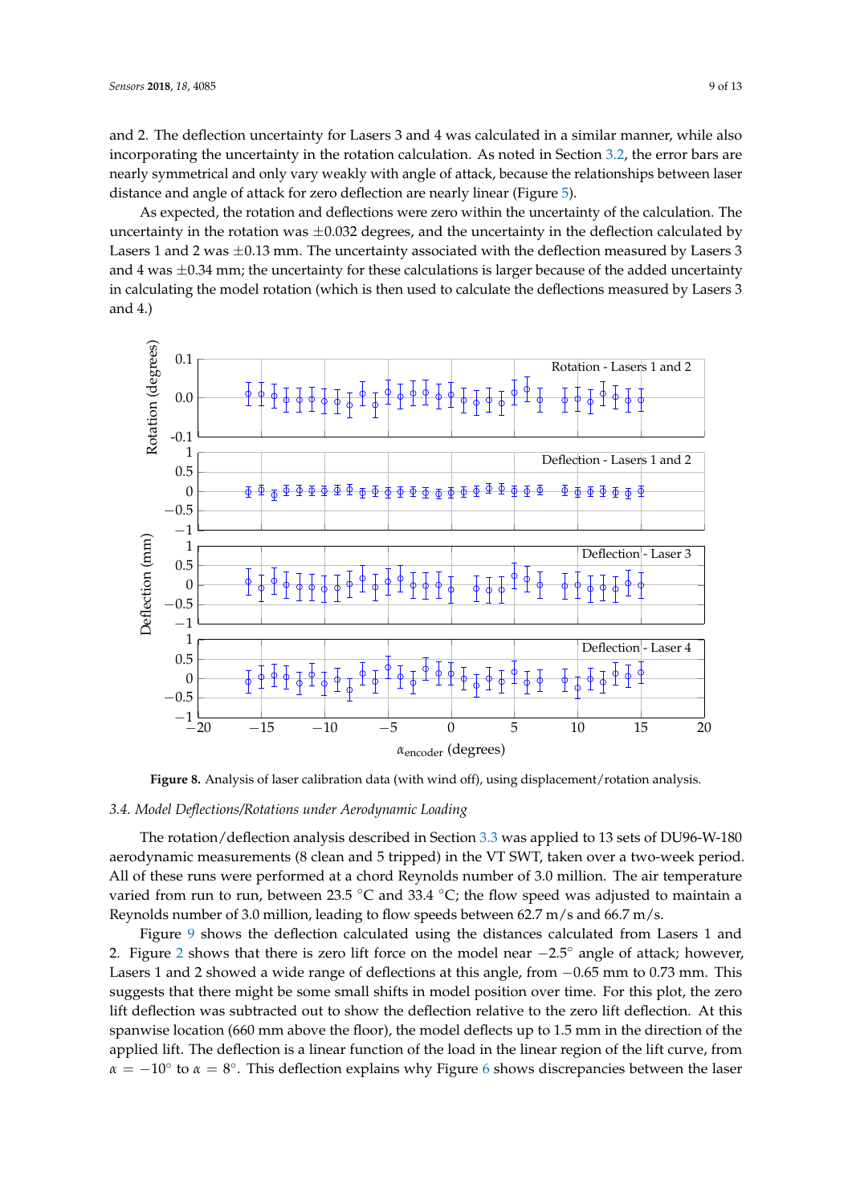and 2. The deflection uncertainty for Lasers 3 and 4 was calculated in a similar manner, while also incorporating the uncertainty in the rotation calculation. As noted in Section 3.2, the error bars are nearly symmetrical and only vary weakly with angle of attack, because the relationships between laser distance and angle of attack for zero deflection are nearly linear (Figure 5).

As expected, the rotation and deflections were zero within the uncertainty of the calculation. The uncertainty in the rotation was $\pm 0.032$ degrees, and the uncertainty in the deflection calculated by Lasers 1 and 2 was $\pm 0.13$ mm. The uncertainty associated with the deflection measured by Lasers 3 and 4 was $\pm 0.34$ mm; the uncertainty for these calculations is larger because of the added uncertainty in calculating the model rotation (which is then used to calculate the deflections measured by Lasers 3 and 4.)

**Figure 8.** Analysis of laser calibration data (with wind off), using displacement/rotation analysis.

### 3.4. Model Deflections/Rotations under Aerodynamic Loading

The rotation/deflection analysis described in Section 3.3 was applied to 13 sets of DU96-W-180 aerodynamic measurements (8 clean and 5 tripped) in the VT SWT, taken over a two-week period. All of these runs were performed at a chord Reynolds number of 3.0 million. The air temperature varied from run to run, between 23.5 °C and 33.4 °C; the flow speed was adjusted to maintain a Reynolds number of 3.0 million, leading to flow speeds between 62.7 m/s and 66.7 m/s.

Figure 9 shows the deflection calculated using the distances calculated from Lasers 1 and 2. Figure 2 shows that there is zero lift force on the model near $-2.5°$ angle of attack; however, Lasers 1 and 2 showed a wide range of deflections at this angle, from $-0.65$ mm to 0.73 mm. This suggests that there might be some small shifts in model position over time. For this plot, the zero lift deflection was subtracted out to show the deflection relative to the zero lift deflection. At this spanwise location (660 mm above the floor), the model deflects up to 1.5 mm in the direction of the applied lift. The deflection is a linear function of the load in the linear region of the lift curve, from $\alpha = -10°$ to $\alpha = 8°$. This deflection explains why Figure 6 shows discrepancies between the laser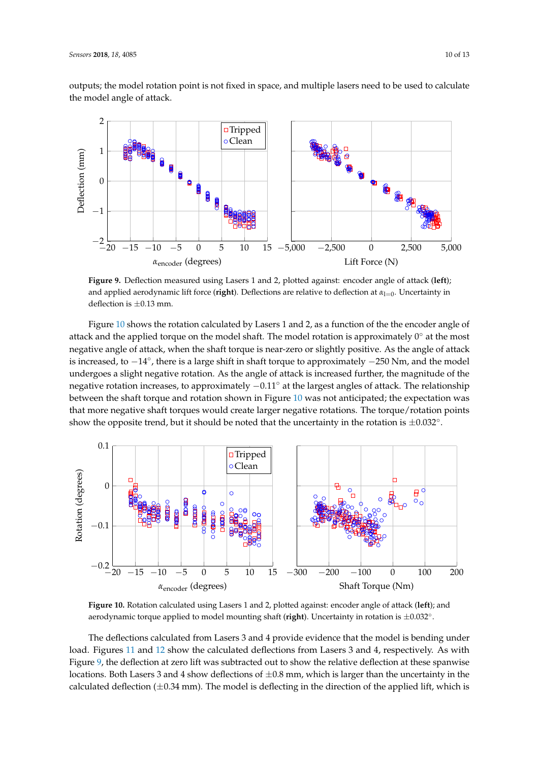outputs; the model rotation point is not fixed in space, and multiple lasers need to be used to calculate the model angle of attack.

**Figure 9.** Deflection measured using Lasers 1 and 2, plotted against: encoder angle of attack (**left**); and applied aerodynamic lift force (**right**). Deflections are relative to deflection at $\alpha_{l=0}$. Uncertainty in deflection is $\pm 0.13$ mm.

Figure 10 shows the rotation calculated by Lasers 1 and 2, as a function of the the encoder angle of attack and the applied torque on the model shaft. The model rotation is approximately 0° at the most negative angle of attack, when the shaft torque is near-zero or slightly positive. As the angle of attack is increased, to $-14°$, there is a large shift in shaft torque to approximately $-250$ Nm, and the model undergoes a slight negative rotation. As the angle of attack is increased further, the magnitude of the negative rotation increases, to approximately $-0.11°$ at the largest angles of attack. The relationship between the shaft torque and rotation shown in Figure 10 was not anticipated; the expectation was that more negative shaft torques would create larger negative rotations. The torque/rotation points show the opposite trend, but it should be noted that the uncertainty in the rotation is $\pm 0.032°$.

**Figure 10.** Rotation calculated using Lasers 1 and 2, plotted against: encoder angle of attack (**left**); and aerodynamic torque applied to model mounting shaft (**right**). Uncertainty in rotation is $\pm 0.032°$.

The deflections calculated from Lasers 3 and 4 provide evidence that the model is bending under load. Figures 11 and 12 show the calculated deflections from Lasers 3 and 4, respectively. As with Figure 9, the deflection at zero lift was subtracted out to show the relative deflection at these spanwise locations. Both Lasers 3 and 4 show deflections of $\pm 0.8$ mm, which is larger than the uncertainty in the calculated deflection ($\pm 0.34$ mm). The model is deflecting in the direction of the applied lift, which is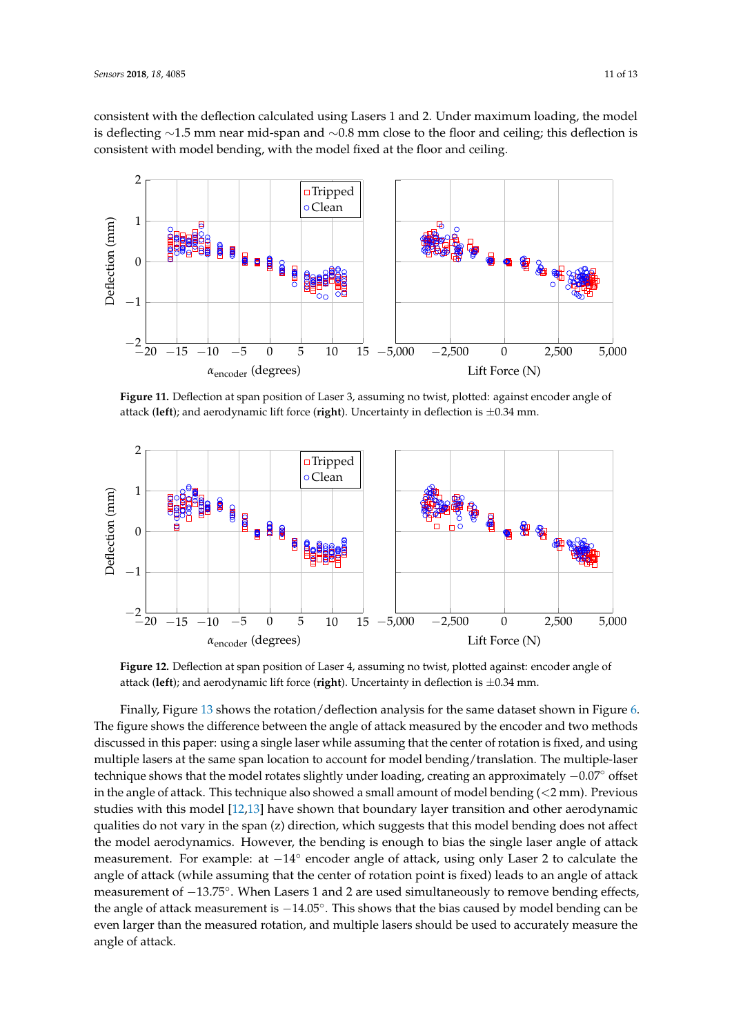consistent with the deflection calculated using Lasers 1 and 2. Under maximum loading, the model is deflecting ∼1.5 mm near mid-span and ∼0.8 mm close to the floor and ceiling; this deflection is consistent with model bending, with the model fixed at the floor and ceiling.

**Figure 11.** Deflection at span position of Laser 3, assuming no twist, plotted: against encoder angle of attack (**left**); and aerodynamic lift force (**right**). Uncertainty in deflection is ±0.34 mm.

**Figure 12.** Deflection at span position of Laser 4, assuming no twist, plotted against: encoder angle of attack (**left**); and aerodynamic lift force (**right**). Uncertainty in deflection is ±0.34 mm.

Finally, Figure 13 shows the rotation/deflection analysis for the same dataset shown in Figure 6. The figure shows the difference between the angle of attack measured by the encoder and two methods discussed in this paper: using a single laser while assuming that the center of rotation is fixed, and using multiple lasers at the same span location to account for model bending/translation. The multiple-laser technique shows that the model rotates slightly under loading, creating an approximately −0.07° offset in the angle of attack. This technique also showed a small amount of model bending (<2 mm). Previous studies with this model [12,13] have shown that boundary layer transition and other aerodynamic qualities do not vary in the span (z) direction, which suggests that this model bending does not affect the model aerodynamics. However, the bending is enough to bias the single laser angle of attack measurement. For example: at −14° encoder angle of attack, using only Laser 2 to calculate the angle of attack (while assuming that the center of rotation point is fixed) leads to an angle of attack measurement of −13.75°. When Lasers 1 and 2 are used simultaneously to remove bending effects, the angle of attack measurement is −14.05°. This shows that the bias caused by model bending can be even larger than the measured rotation, and multiple lasers should be used to accurately measure the angle of attack.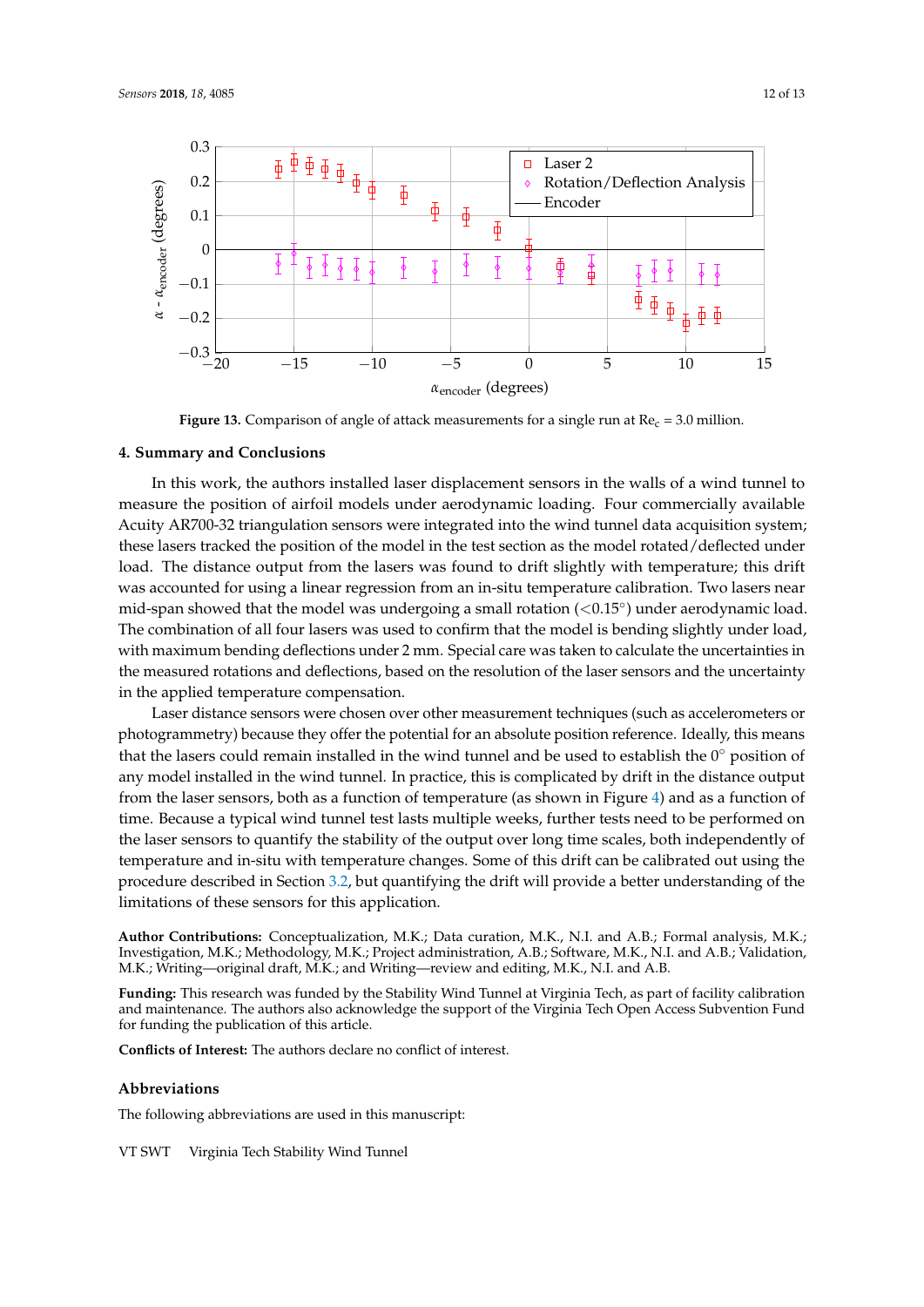**Figure 13.** Comparison of angle of attack measurements for a single run at $Re_c$ = 3.0 million.

## 4. Summary and Conclusions

In this work, the authors installed laser displacement sensors in the walls of a wind tunnel to measure the position of airfoil models under aerodynamic loading. Four commercially available Acuity AR700-32 triangulation sensors were integrated into the wind tunnel data acquisition system; these lasers tracked the position of the model in the test section as the model rotated/deflected under load. The distance output from the lasers was found to drift slightly with temperature; this drift was accounted for using a linear regression from an in-situ temperature calibration. Two lasers near mid-span showed that the model was undergoing a small rotation ($<0.15°$) under aerodynamic load. The combination of all four lasers was used to confirm that the model is bending slightly under load, with maximum bending deflections under 2 mm. Special care was taken to calculate the uncertainties in the measured rotations and deflections, based on the resolution of the laser sensors and the uncertainty in the applied temperature compensation.

Laser distance sensors were chosen over other measurement techniques (such as accelerometers or photogrammetry) because they offer the potential for an absolute position reference. Ideally, this means that the lasers could remain installed in the wind tunnel and be used to establish the 0° position of any model installed in the wind tunnel. In practice, this is complicated by drift in the distance output from the laser sensors, both as a function of temperature (as shown in Figure 4) and as a function of time. Because a typical wind tunnel test lasts multiple weeks, further tests need to be performed on the laser sensors to quantify the stability of the output over long time scales, both independently of temperature and in-situ with temperature changes. Some of this drift can be calibrated out using the procedure described in Section 3.2, but quantifying the drift will provide a better understanding of the limitations of these sensors for this application.

**Author Contributions:** Conceptualization, M.K.; Data curation, M.K., N.I. and A.B.; Formal analysis, M.K.; Investigation, M.K.; Methodology, M.K.; Project administration, A.B.; Software, M.K., N.I. and A.B.; Validation, M.K.; Writing—original draft, M.K.; and Writing—review and editing, M.K., N.I. and A.B.

**Funding:** This research was funded by the Stability Wind Tunnel at Virginia Tech, as part of facility calibration and maintenance. The authors also acknowledge the support of the Virginia Tech Open Access Subvention Fund for funding the publication of this article.

**Conflicts of Interest:** The authors declare no conflict of interest.

## Abbreviations

The following abbreviations are used in this manuscript:

| | |
|---|---|
| VT SWT | Virginia Tech Stability Wind Tunnel |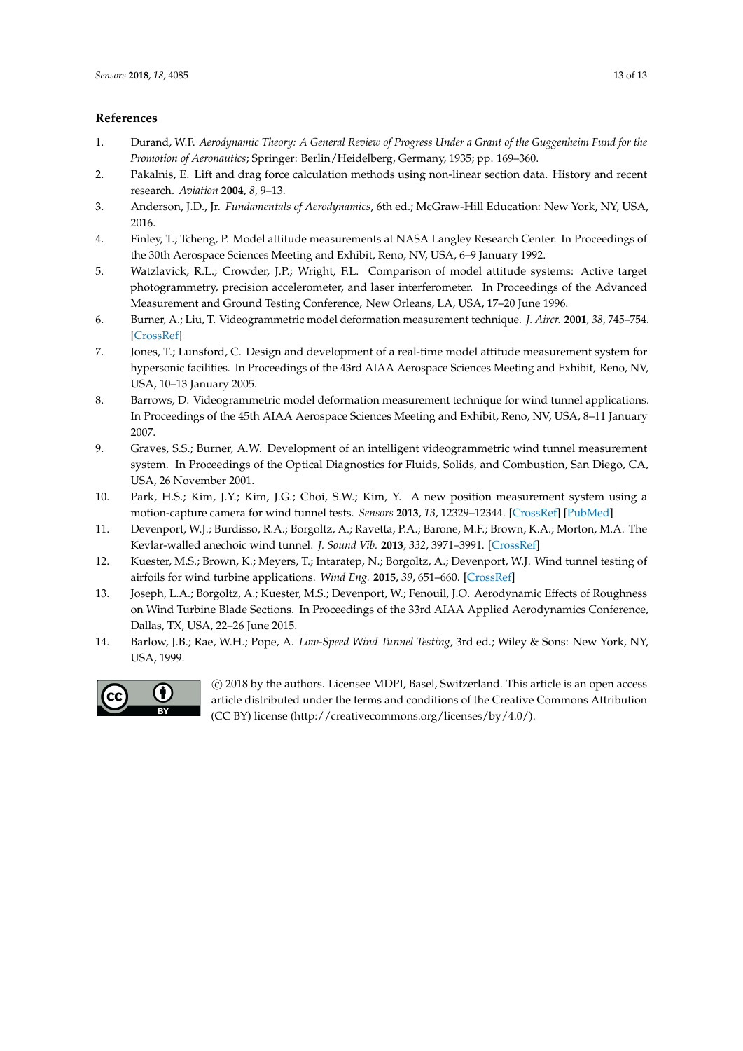## References

1. Durand, W.F. *Aerodynamic Theory: A General Review of Progress Under a Grant of the Guggenheim Fund for the Promotion of Aeronautics*; Springer: Berlin/Heidelberg, Germany, 1935; pp. 169–360.
2. Pakalnis, E. Lift and drag force calculation methods using non-linear section data. History and recent research. *Aviation* **2004**, *8*, 9–13.
3. Anderson, J.D., Jr. *Fundamentals of Aerodynamics*, 6th ed.; McGraw-Hill Education: New York, NY, USA, 2016.
4. Finley, T.; Tcheng, P. Model attitude measurements at NASA Langley Research Center. In Proceedings of the 30th Aerospace Sciences Meeting and Exhibit, Reno, NV, USA, 6–9 January 1992.
5. Watzlavick, R.L.; Crowder, J.P.; Wright, F.L. Comparison of model attitude systems: Active target photogrammetry, precision accelerometer, and laser interferometer. In Proceedings of the Advanced Measurement and Ground Testing Conference, New Orleans, LA, USA, 17–20 June 1996.
6. Burner, A.; Liu, T. Videogrammetric model deformation measurement technique. *J. Aircr.* **2001**, *38*, 745–754. [CrossRef]
7. Jones, T.; Lunsford, C. Design and development of a real-time model attitude measurement system for hypersonic facilities. In Proceedings of the 43rd AIAA Aerospace Sciences Meeting and Exhibit, Reno, NV, USA, 10–13 January 2005.
8. Barrows, D. Videogrammetric model deformation measurement technique for wind tunnel applications. In Proceedings of the 45th AIAA Aerospace Sciences Meeting and Exhibit, Reno, NV, USA, 8–11 January 2007.
9. Graves, S.S.; Burner, A.W. Development of an intelligent videogrammetric wind tunnel measurement system. In Proceedings of the Optical Diagnostics for Fluids, Solids, and Combustion, San Diego, CA, USA, 26 November 2001.
10. Park, H.S.; Kim, J.Y.; Kim, J.G.; Choi, S.W.; Kim, Y. A new position measurement system using a motion-capture camera for wind tunnel tests. *Sensors* **2013**, *13*, 12329–12344. [CrossRef] [PubMed]
11. Devenport, W.J.; Burdisso, R.A.; Borgoltz, A.; Ravetta, P.A.; Barone, M.F.; Brown, K.A.; Morton, M.A. The Kevlar-walled anechoic wind tunnel. *J. Sound Vib.* **2013**, *332*, 3971–3991. [CrossRef]
12. Kuester, M.S.; Brown, K.; Meyers, T.; Intaratep, N.; Borgoltz, A.; Devenport, W.J. Wind tunnel testing of airfoils for wind turbine applications. *Wind Eng.* **2015**, *39*, 651–660. [CrossRef]
13. Joseph, L.A.; Borgoltz, A.; Kuester, M.S.; Devenport, W.; Fenouil, J.O. Aerodynamic Effects of Roughness on Wind Turbine Blade Sections. In Proceedings of the 33rd AIAA Applied Aerodynamics Conference, Dallas, TX, USA, 22–26 June 2015.
14. Barlow, J.B.; Rae, W.H.; Pope, A. *Low-Speed Wind Tunnel Testing*, 3rd ed.; Wiley & Sons: New York, NY, USA, 1999.

© 2018 by the authors. Licensee MDPI, Basel, Switzerland. This article is an open access article distributed under the terms and conditions of the Creative Commons Attribution (CC BY) license (http://creativecommons.org/licenses/by/4.0/).